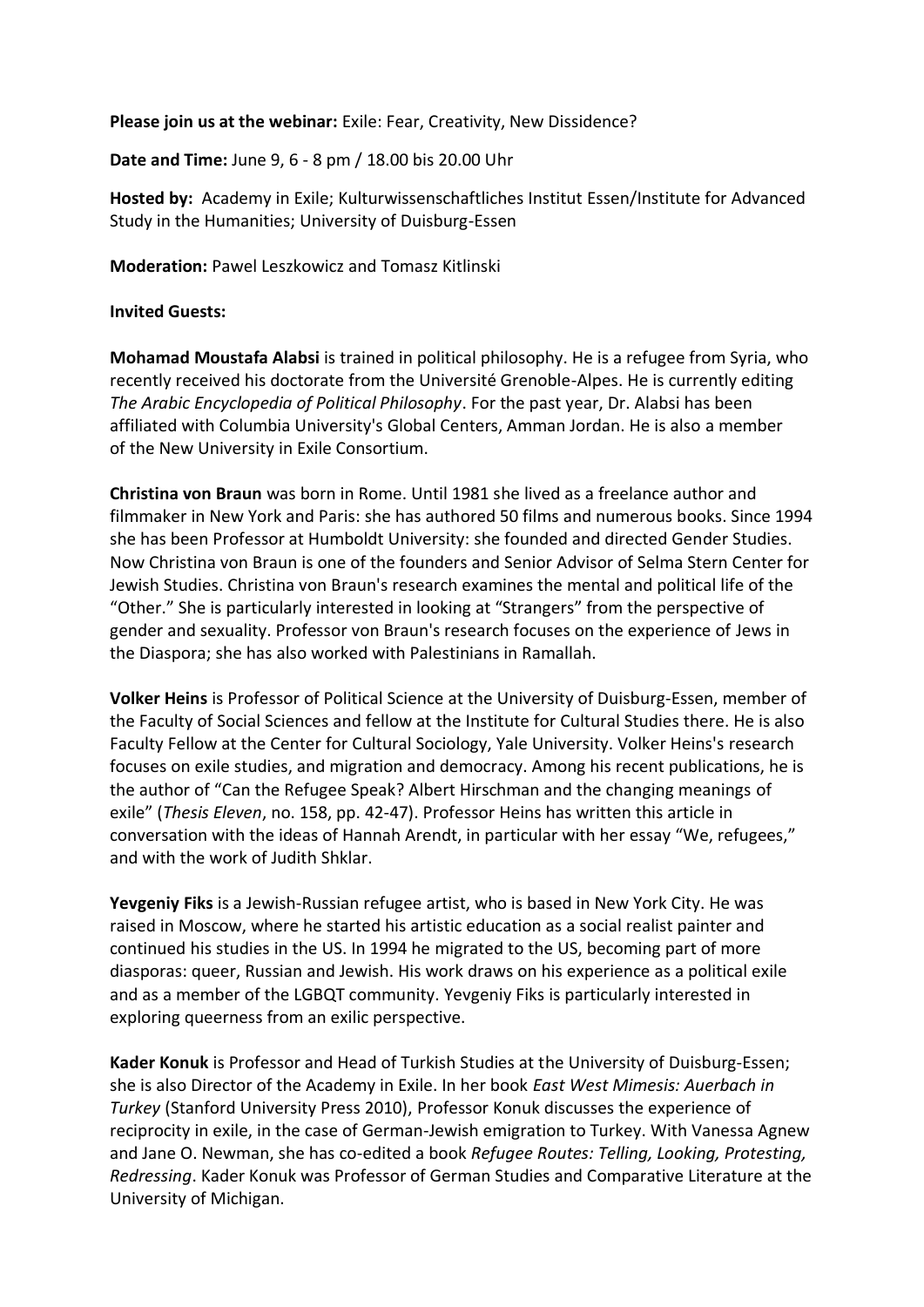**Please join us at the webinar:** Exile: Fear, Creativity, New Dissidence?

**Date and Time:** June 9, 6 - 8 pm / 18.00 bis 20.00 Uhr

**Hosted by:** Academy in Exile; Kulturwissenschaftliches Institut Essen/Institute for Advanced Study in the Humanities; University of Duisburg-Essen

**Moderation:** Pawel Leszkowicz and Tomasz Kitlinski

**Invited Guests:**

**Mohamad Moustafa Alabsi** is trained in political philosophy. He is a refugee from Syria, who recently received his doctorate from the Université Grenoble-Alpes. He is currently editing *The Arabic Encyclopedia of Political Philosophy*. For the past year, Dr. Alabsi has been affiliated with Columbia University's Global Centers, Amman Jordan. He is also a member of the New University in Exile Consortium.

**Christina von Braun** was born in Rome. Until 1981 she lived as a freelance author and filmmaker in New York and Paris: she has authored 50 films and numerous books. Since 1994 she has been Professor at Humboldt University: she founded and directed Gender Studies. Now Christina von Braun is one of the founders and Senior Advisor of Selma Stern Center for Jewish Studies. Christina von Braun's research examines the mental and political life of the "Other." She is particularly interested in looking at "Strangers" from the perspective of gender and sexuality. Professor von Braun's research focuses on the experience of Jews in the Diaspora; she has also worked with Palestinians in Ramallah.

**Volker Heins** is Professor of Political Science at the University of Duisburg-Essen, member of the Faculty of Social Sciences and fellow at the Institute for Cultural Studies there. He is also Faculty Fellow at the Center for Cultural Sociology, Yale University. Volker Heins's research focuses on exile studies, and migration and democracy. Among his recent publications, he is the author of "Can the Refugee Speak? Albert Hirschman and the changing meanings of exile" (*Thesis Eleven*, no. 158, pp. 42-47). Professor Heins has written this article in conversation with the ideas of Hannah Arendt, in particular with her essay "We, refugees," and with the work of Judith Shklar.

**Yevgeniy Fiks** is a Jewish-Russian refugee artist, who is based in New York City. He was raised in Moscow, where he started his artistic education as a social realist painter and continued his studies in the US. In 1994 he migrated to the US, becoming part of more diasporas: queer, Russian and Jewish. His work draws on his experience as a political exile and as a member of the LGBQT community. Yevgeniy Fiks is particularly interested in exploring queerness from an exilic perspective.

**Kader Konuk** is Professor and Head of Turkish Studies at the University of Duisburg-Essen; she is also Director of the Academy in Exile. In her book *East West Mimesis: Auerbach in Turkey* (Stanford University Press 2010), Professor Konuk discusses the experience of reciprocity in exile, in the case of German-Jewish emigration to Turkey. With Vanessa Agnew and Jane O. Newman, she has co-edited a book *Refugee Routes: Telling, Looking, Protesting, Redressing*. Kader Konuk was Professor of German Studies and Comparative Literature at the University of Michigan.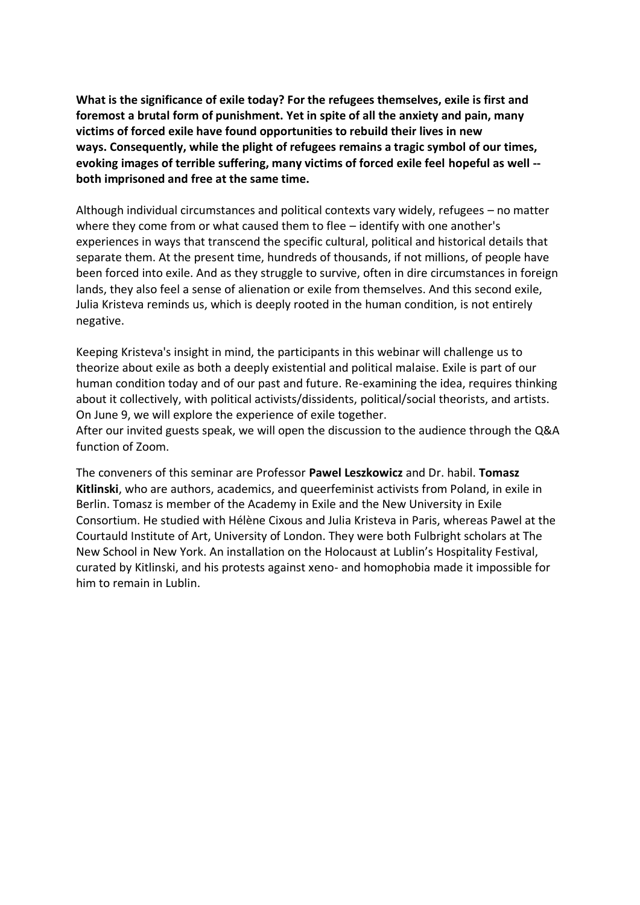**What is the significance of exile today? For the refugees themselves, exile is first and foremost a brutal form of punishment. Yet in spite of all the anxiety and pain, many victims of forced exile have found opportunities to rebuild their lives in new ways. Consequently, while the plight of refugees remains a tragic symbol of our times, evoking images of terrible suffering, many victims of forced exile feel hopeful as well -- both imprisoned and free at the same time.**

Although individual circumstances and political contexts vary widely, refugees – no matter where they come from or what caused them to flee – identify with one another's experiences in ways that transcend the specific cultural, political and historical details that separate them. At the present time, hundreds of thousands, if not millions, of people have been forced into exile. And as they struggle to survive, often in dire circumstances in foreign lands, they also feel a sense of alienation or exile from themselves. And this second exile, Julia Kristeva reminds us, which is deeply rooted in the human condition, is not entirely negative.

Keeping Kristeva's insight in mind, the participants in this webinar will challenge us to theorize about exile as both a deeply existential and political malaise. Exile is part of our human condition today and of our past and future. Re-examining the idea, requires thinking about it collectively, with political activists/dissidents, political/social theorists, and artists. On June 9, we will explore the experience of exile together.
After our invited guests speak, we will open the discussion to the audience through the Q&A function of Zoom.

The conveners of this seminar are Professor **Pawel Leszkowicz** and Dr. habil. **Tomasz Kitlinski**, who are authors, academics, and queerfeminist activists from Poland, in exile in Berlin. Tomasz is member of the Academy in Exile and the New University in Exile Consortium. He studied with Hélène Cixous and Julia Kristeva in Paris, whereas Pawel at the Courtauld Institute of Art, University of London. They were both Fulbright scholars at The New School in New York. An installation on the Holocaust at Lublin's Hospitality Festival, curated by Kitlinski, and his protests against xeno- and homophobia made it impossible for him to remain in Lublin.